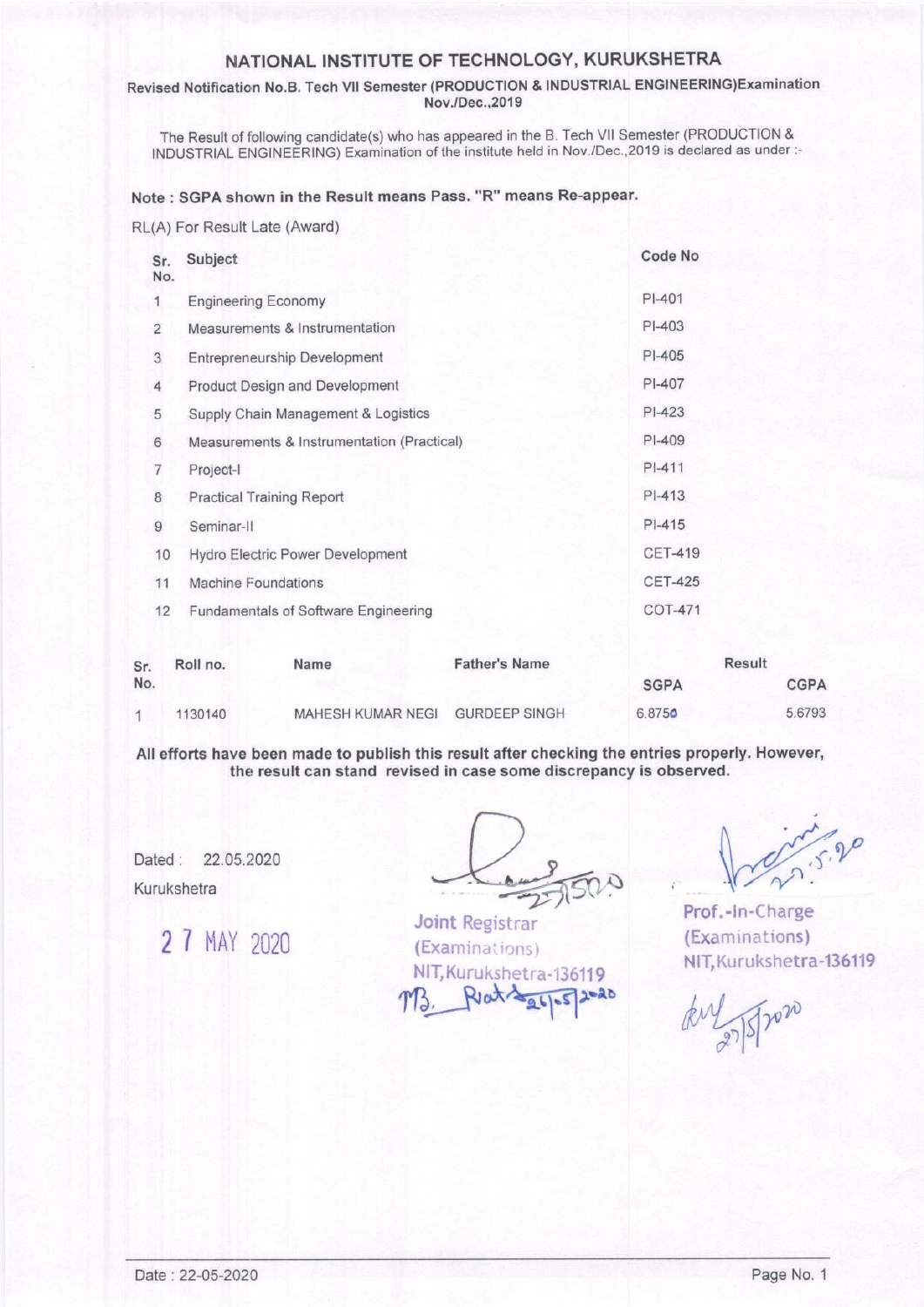# NATIONAL INSTITUTE OF TECHNOLOGY, KURUKSHETRA

**Revised Notification No.B. Tech VII Semester (PRODUCTION & INDUSTRIAL ENGINEERING)Examination Nov./Dec.,2019**

The Result of following candidate(s) who has appeared in the B. Tech VII Semester (PRODUCTION & INDUSTRIAL ENGINEERING) Examination of the institute held in Nov./Dec.,2019 is declared as under :-

**Note : SGPA shown in the Result means Pass. "R" means Re-appear.**

RL(A) For Result Late (Award)

| Sr. No. | Subject | Code No |
|---|---|---|
| 1 | Engineering Economy | PI-401 |
| 2 | Measurements & Instrumentation | PI-403 |
| 3 | Entrepreneurship Development | PI-405 |
| 4 | Product Design and Development | PI-407 |
| 5 | Supply Chain Management & Logistics | PI-423 |
| 6 | Measurements & Instrumentation (Practical) | PI-409 |
| 7 | Project-I | PI-411 |
| 8 | Practical Training Report | PI-413 |
| 9 | Seminar-II | PI-415 |
| 10 | Hydro Electric Power Development | CET-419 |
| 11 | Machine Foundations | CET-425 |
| 12 | Fundamentals of Software Engineering | COT-471 |

| Sr. No. | Roll no. | Name | Father's Name | Result | |
|---|---|---|---|---|---|
| | | | | SGPA | CGPA |
| 1 | 1130140 | MAHESH KUMAR NEGI | GURDEEP SINGH | 6.8750 | 5.6793 |

**All efforts have been made to publish this result after checking the entries properly. However, the result can stand revised in case some discrepancy is observed.**

Dated : 22.05.2020

Kurukshetra

27 MAY 2020

Joint Registrar
(Examinations)
NIT,Kurukshetra-136119

Prof.-In-Charge
(Examinations)
NIT,Kurukshetra-136119

Date : 22-05-2020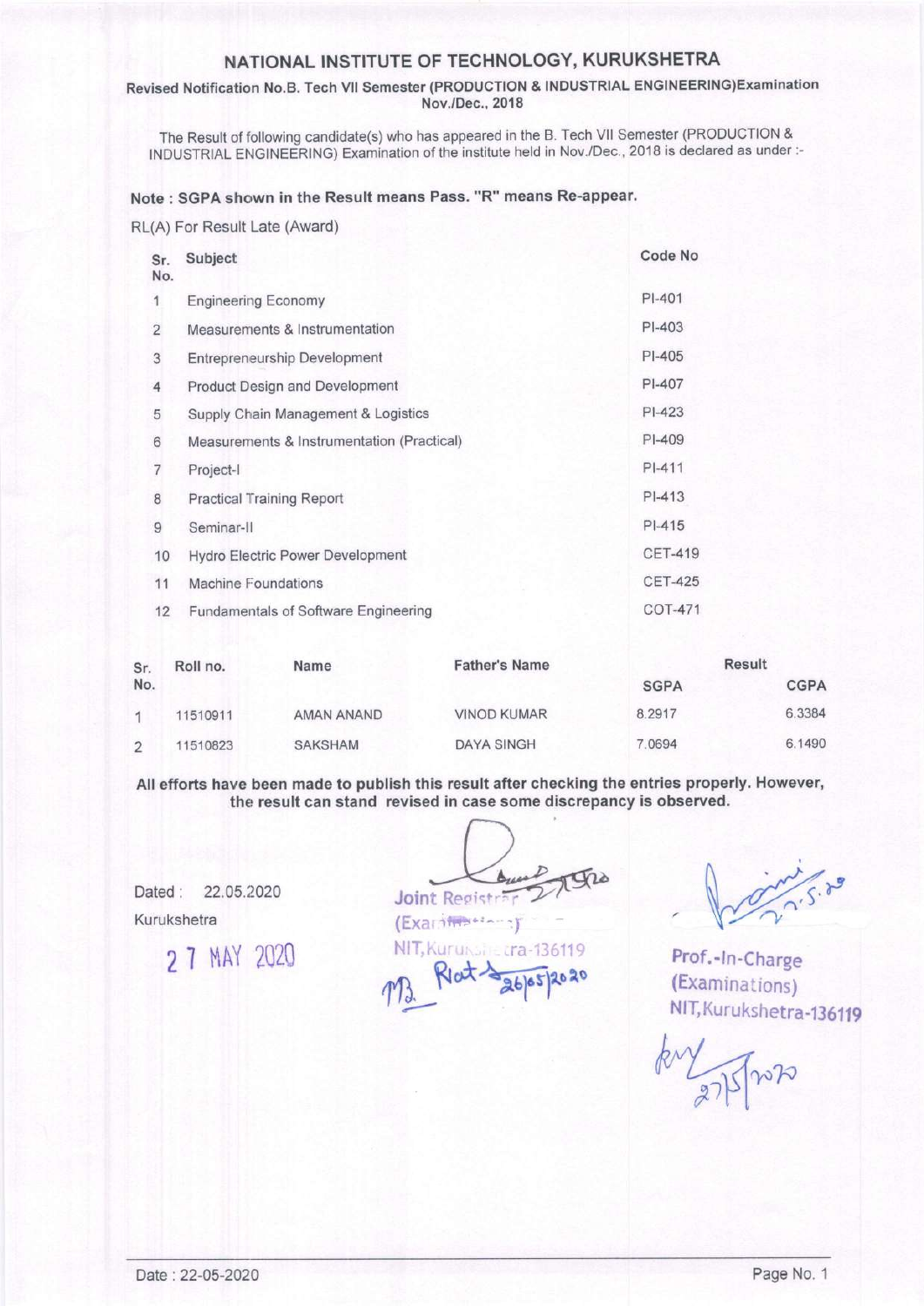# NATIONAL INSTITUTE OF TECHNOLOGY, KURUKSHETRA

**Revised Notification No.B. Tech VII Semester (PRODUCTION & INDUSTRIAL ENGINEERING)Examination Nov./Dec., 2018**

The Result of following candidate(s) who has appeared in the B. Tech VII Semester (PRODUCTION & INDUSTRIAL ENGINEERING) Examination of the institute held in Nov./Dec., 2018 is declared as under :-

**Note : SGPA shown in the Result means Pass. "R" means Re-appear.**

RL(A) For Result Late (Award)

| Sr. No. | Subject | Code No |
|---|---|---|
| 1 | Engineering Economy | PI-401 |
| 2 | Measurements & Instrumentation | PI-403 |
| 3 | Entrepreneurship Development | PI-405 |
| 4 | Product Design and Development | PI-407 |
| 5 | Supply Chain Management & Logistics | PI-423 |
| 6 | Measurements & Instrumentation (Practical) | PI-409 |
| 7 | Project-I | PI-411 |
| 8 | Practical Training Report | PI-413 |
| 9 | Seminar-II | PI-415 |
| 10 | Hydro Electric Power Development | CET-419 |
| 11 | Machine Foundations | CET-425 |
| 12 | Fundamentals of Software Engineering | COT-471 |

| Sr. No. | Roll no. | Name | Father's Name | Result | |
|---|---|---|---|---|---|
| | | | | SGPA | CGPA |
| 1 | 11510911 | AMAN ANAND | VINOD KUMAR | 8.2917 | 6.3384 |
| 2 | 11510823 | SAKSHAM | DAYA SINGH | 7.0694 | 6.1490 |

**All efforts have been made to publish this result after checking the entries properly. However, the result can stand revised in case some discrepancy is observed.**

Dated : 22.05.2020

Kurukshetra

27 MAY 2020

Joint Registrar (Examinations) NIT, Kurukshetra-136119

Prof.-In-Charge (Examinations) NIT, Kurukshetra-136119

Date : 22-05-2020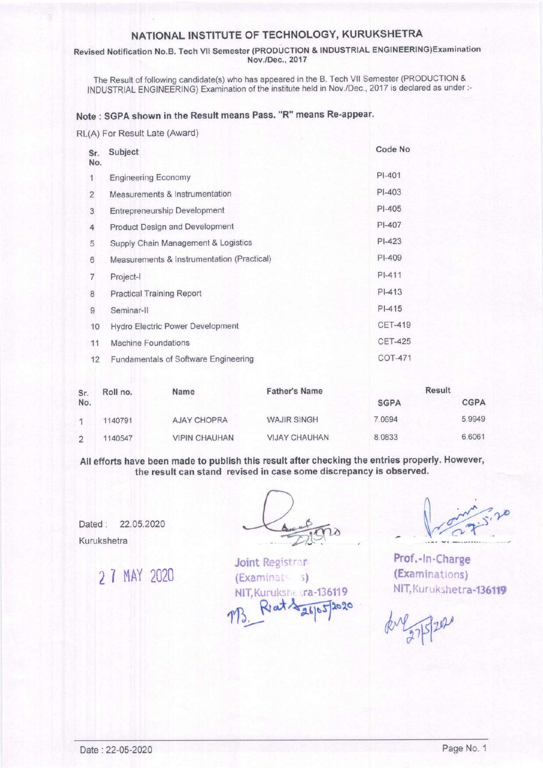# NATIONAL INSTITUTE OF TECHNOLOGY, KURUKSHETRA

**Revised Notification No.B. Tech VII Semester (PRODUCTION & INDUSTRIAL ENGINEERING)Examination Nov./Dec., 2017**

The Result of following candidate(s) who has appeared in the B. Tech VII Semester (PRODUCTION & INDUSTRIAL ENGINEERING) Examination of the institute held in Nov./Dec., 2017 is declared as under :-

**Note : SGPA shown in the Result means Pass. "R" means Re-appear.**

RL(A) For Result Late (Award)

| Sr. No. | Subject | Code No |
|---|---|---|
| 1 | Engineering Economy | PI-401 |
| 2 | Measurements & Instrumentation | PI-403 |
| 3 | Entrepreneurship Development | PI-405 |
| 4 | Product Design and Development | PI-407 |
| 5 | Supply Chain Management & Logistics | PI-423 |
| 6 | Measurements & Instrumentation (Practical) | PI-409 |
| 7 | Project-I | PI-411 |
| 8 | Practical Training Report | PI-413 |
| 9 | Seminar-II | PI-415 |
| 10 | Hydro Electric Power Development | CET-419 |
| 11 | Machine Foundations | CET-425 |
| 12 | Fundamentals of Software Engineering | COT-471 |

| Sr. No. | Roll no. | Name | Father's Name | Result | |
|---|---|---|---|---|---|
| | | | | SGPA | CGPA |
| 1 | 1140791 | AJAY CHOPRA | WAJIR SINGH | 7.0694 | 5.9949 |
| 2 | 1140547 | VIPIN CHAUHAN | VIJAY CHAUHAN | 8.0833 | 6.6061 |

**All efforts have been made to publish this result after checking the entries properly. However, the result can stand revised in case some discrepancy is observed.**

Dated : 22.05.2020

Kurukshetra

27 MAY 2020

Joint Registrar
(Examinations)
NIT,Kurukshetra-136119

Prof.-In-Charge
(Examinations)
NIT,Kurukshetra-136119

Date : 22-05-2020